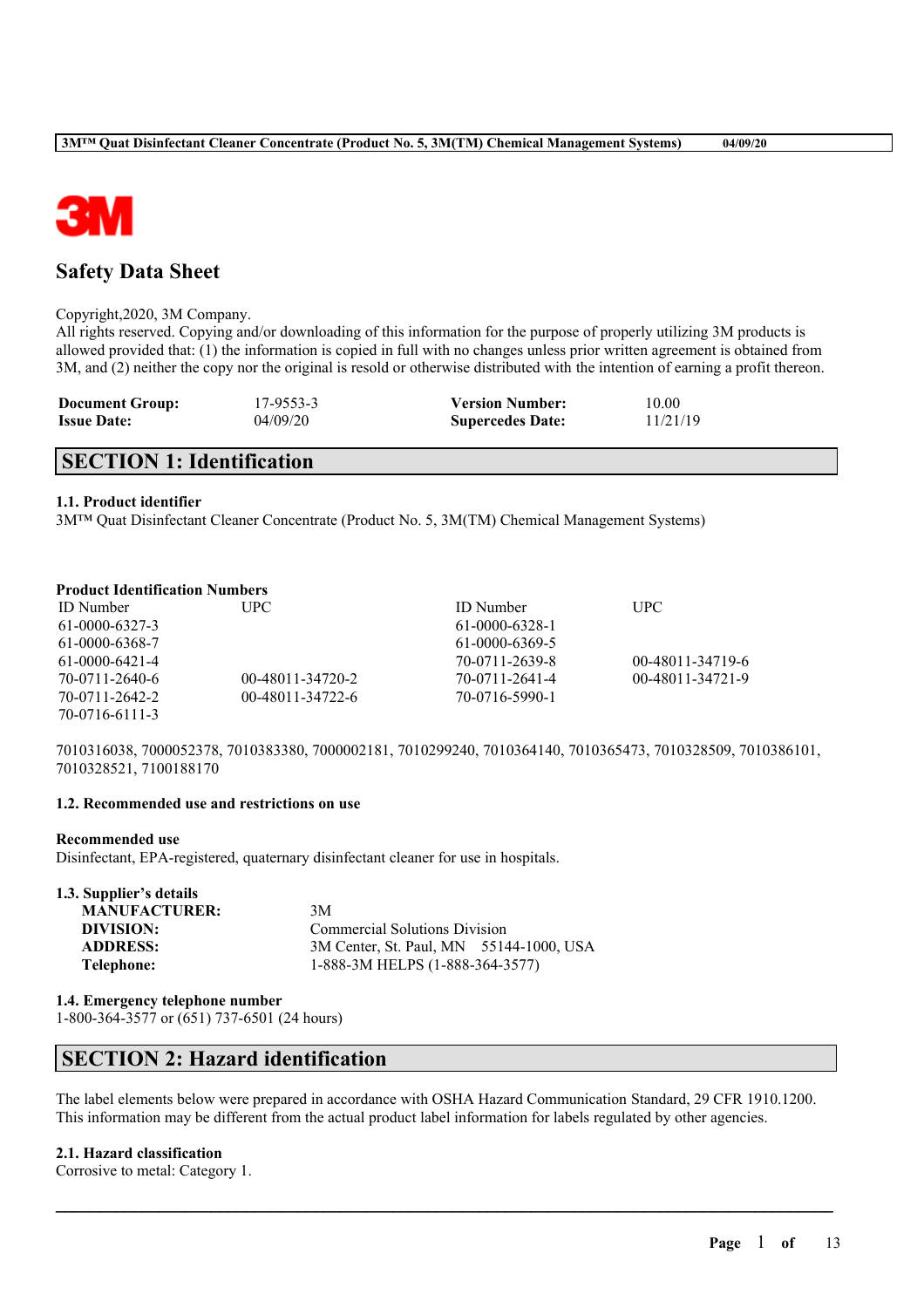# Safety Data Sheet

Copyright,2020, 3M Company.
All rights reserved. Copying and/or downloading of this information for the purpose of properly utilizing 3M products is allowed provided that: (1) the information is copied in full with no changes unless prior written agreement is obtained from 3M, and (2) neither the copy nor the original is resold or otherwise distributed with the intention of earning a profit thereon.

| | | | |
|---|---|---|---|
| **Document Group:** | 17-9553-3 | **Version Number:** | 10.00 |
| **Issue Date:** | 04/09/20 | **Supercedes Date:** | 11/21/19 |

## SECTION 1: Identification

### 1.1. Product identifier

3M™ Quat Disinfectant Cleaner Concentrate (Product No. 5, 3M(TM) Chemical Management Systems)

**Product Identification Numbers**

| ID Number | UPC | ID Number | UPC |
|---|---|---|---|
| 61-0000-6327-3 | | 61-0000-6328-1 | |
| 61-0000-6368-7 | | 61-0000-6369-5 | |
| 61-0000-6421-4 | | 70-0711-2639-8 | 00-48011-34719-6 |
| 70-0711-2640-6 | 00-48011-34720-2 | 70-0711-2641-4 | 00-48011-34721-9 |
| 70-0711-2642-2 | 00-48011-34722-6 | 70-0716-5990-1 | |
| 70-0716-6111-3 | | | |

7010316038, 7000052378, 7010383380, 7000002181, 7010299240, 7010364140, 7010365473, 7010328509, 7010386101, 7010328521, 7100188170

### 1.2. Recommended use and restrictions on use

**Recommended use**
Disinfectant, EPA-registered, quaternary disinfectant cleaner for use in hospitals.

### 1.3. Supplier's details

| | |
|---|---|
| **MANUFACTURER:** | 3M |
| **DIVISION:** | Commercial Solutions Division |
| **ADDRESS:** | 3M Center, St. Paul, MN 55144-1000, USA |
| **Telephone:** | 1-888-3M HELPS (1-888-364-3577) |

### 1.4. Emergency telephone number

1-800-364-3577 or (651) 737-6501 (24 hours)

## SECTION 2: Hazard identification

The label elements below were prepared in accordance with OSHA Hazard Communication Standard, 29 CFR 1910.1200. This information may be different from the actual product label information for labels regulated by other agencies.

### 2.1. Hazard classification

Corrosive to metal: Category 1.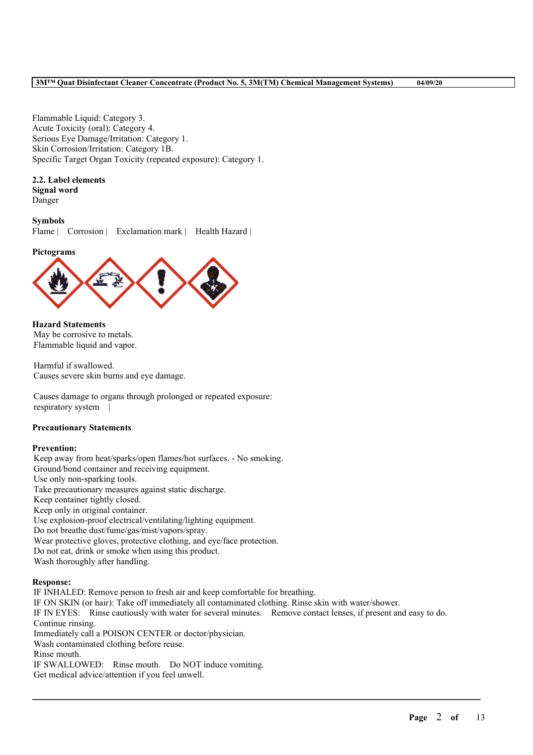Flammable Liquid: Category 3.
Acute Toxicity (oral): Category 4.
Serious Eye Damage/Irritation: Category 1.
Skin Corrosion/Irritation: Category 1B.
Specific Target Organ Toxicity (repeated exposure): Category 1.

**2.2. Label elements**

**Signal word**

Danger

**Symbols**

Flame | Corrosion | Exclamation mark | Health Hazard |

**Pictograms**

**Hazard Statements**

May be corrosive to metals.
Flammable liquid and vapor.

Harmful if swallowed.
Causes severe skin burns and eye damage.

Causes damage to organs through prolonged or repeated exposure:
respiratory system |

**Precautionary Statements**

**Prevention:**

Keep away from heat/sparks/open flames/hot surfaces. - No smoking.
Ground/bond container and receiving equipment.
Use only non-sparking tools.
Take precautionary measures against static discharge.
Keep container tightly closed.
Keep only in original container.
Use explosion-proof electrical/ventilating/lighting equipment.
Do not breathe dust/fume/gas/mist/vapors/spray.
Wear protective gloves, protective clothing, and eye/face protection.
Do not eat, drink or smoke when using this product.
Wash thoroughly after handling.

**Response:**

IF INHALED: Remove person to fresh air and keep comfortable for breathing.
IF ON SKIN (or hair): Take off immediately all contaminated clothing. Rinse skin with water/shower.
IF IN EYES: Rinse cautiously with water for several minutes. Remove contact lenses, if present and easy to do. Continue rinsing.
Immediately call a POISON CENTER or doctor/physician.
Wash contaminated clothing before reuse.
Rinse mouth.
IF SWALLOWED: Rinse mouth. Do NOT induce vomiting.
Get medical advice/attention if you feel unwell.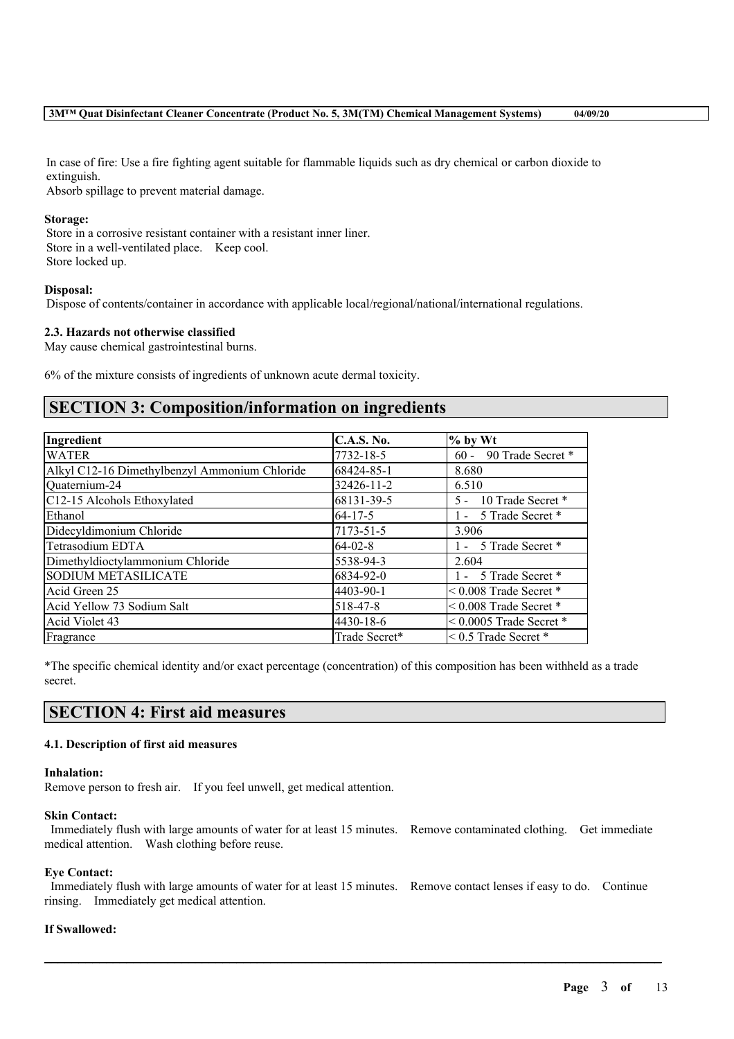In case of fire: Use a fire fighting agent suitable for flammable liquids such as dry chemical or carbon dioxide to extinguish.
Absorb spillage to prevent material damage.

**Storage:**
Store in a corrosive resistant container with a resistant inner liner.
Store in a well-ventilated place. Keep cool.
Store locked up.

**Disposal:**
Dispose of contents/container in accordance with applicable local/regional/national/international regulations.

**2.3. Hazards not otherwise classified**
May cause chemical gastrointestinal burns.

6% of the mixture consists of ingredients of unknown acute dermal toxicity.

## SECTION 3: Composition/information on ingredients

| Ingredient | C.A.S. No. | % by Wt |
|---|---|---|
| WATER | 7732-18-5 | 60 - 90 Trade Secret * |
| Alkyl C12-16 Dimethylbenzyl Ammonium Chloride | 68424-85-1 | 8.680 |
| Quaternium-24 | 32426-11-2 | 6.510 |
| C12-15 Alcohols Ethoxylated | 68131-39-5 | 5 - 10 Trade Secret * |
| Ethanol | 64-17-5 | 1 - 5 Trade Secret * |
| Didecyldimonium Chloride | 7173-51-5 | 3.906 |
| Tetrasodium EDTA | 64-02-8 | 1 - 5 Trade Secret * |
| Dimethyldioctylammonium Chloride | 5538-94-3 | 2.604 |
| SODIUM METASILICATE | 6834-92-0 | 1 - 5 Trade Secret * |
| Acid Green 25 | 4403-90-1 | < 0.008 Trade Secret * |
| Acid Yellow 73 Sodium Salt | 518-47-8 | < 0.008 Trade Secret * |
| Acid Violet 43 | 4430-18-6 | < 0.0005 Trade Secret * |
| Fragrance | Trade Secret* | < 0.5 Trade Secret * |

*The specific chemical identity and/or exact percentage (concentration) of this composition has been withheld as a trade secret.

## SECTION 4: First aid measures

**4.1. Description of first aid measures**

**Inhalation:**
Remove person to fresh air. If you feel unwell, get medical attention.

**Skin Contact:**
Immediately flush with large amounts of water for at least 15 minutes. Remove contaminated clothing. Get immediate medical attention. Wash clothing before reuse.

**Eye Contact:**
Immediately flush with large amounts of water for at least 15 minutes. Remove contact lenses if easy to do. Continue rinsing. Immediately get medical attention.

**If Swallowed:**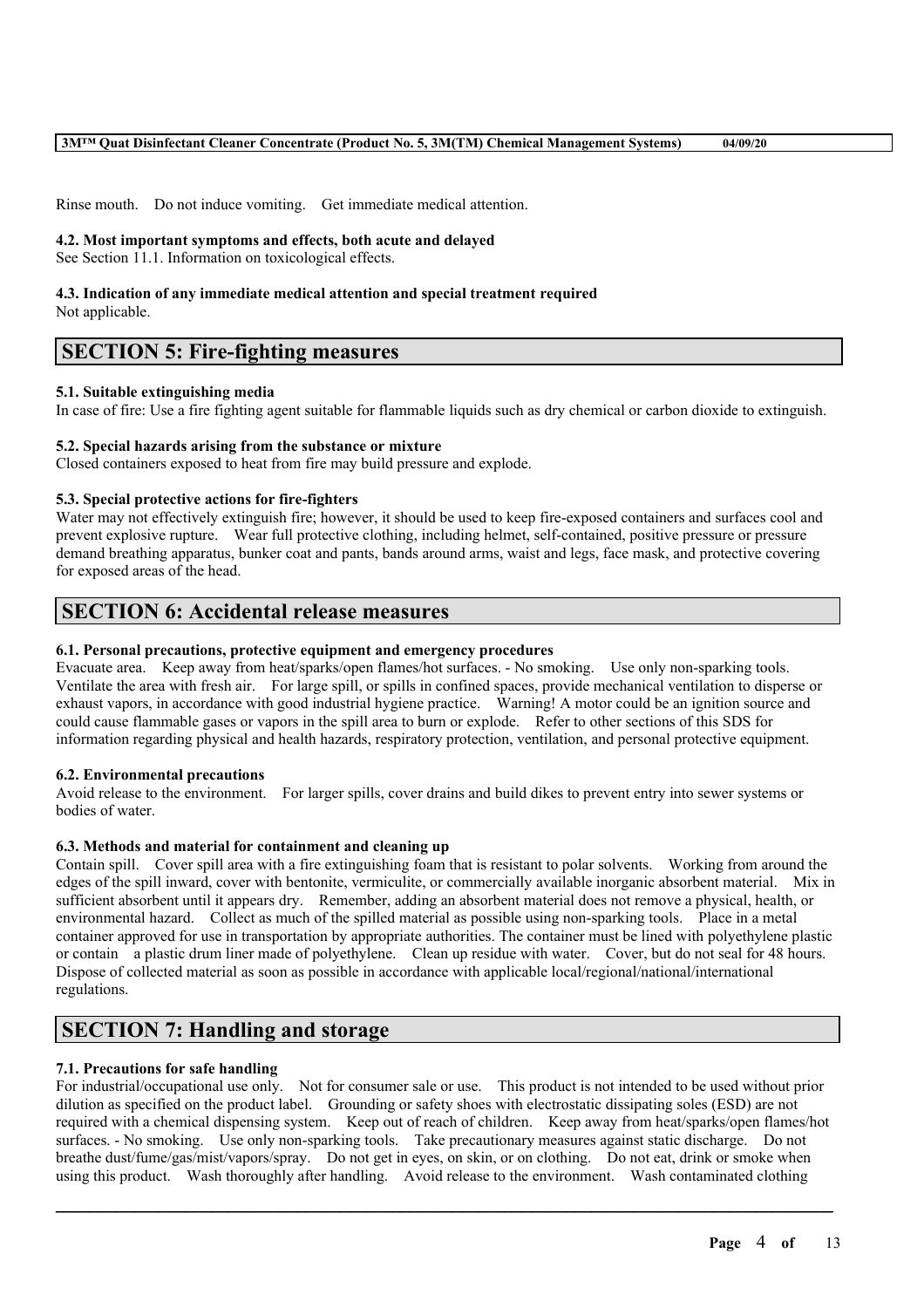Rinse mouth. Do not induce vomiting. Get immediate medical attention.

**4.2. Most important symptoms and effects, both acute and delayed**
See Section 11.1. Information on toxicological effects.

**4.3. Indication of any immediate medical attention and special treatment required**
Not applicable.

## SECTION 5: Fire-fighting measures

**5.1. Suitable extinguishing media**
In case of fire: Use a fire fighting agent suitable for flammable liquids such as dry chemical or carbon dioxide to extinguish.

**5.2. Special hazards arising from the substance or mixture**
Closed containers exposed to heat from fire may build pressure and explode.

**5.3. Special protective actions for fire-fighters**
Water may not effectively extinguish fire; however, it should be used to keep fire-exposed containers and surfaces cool and prevent explosive rupture. Wear full protective clothing, including helmet, self-contained, positive pressure or pressure demand breathing apparatus, bunker coat and pants, bands around arms, waist and legs, face mask, and protective covering for exposed areas of the head.

## SECTION 6: Accidental release measures

**6.1. Personal precautions, protective equipment and emergency procedures**
Evacuate area. Keep away from heat/sparks/open flames/hot surfaces. - No smoking. Use only non-sparking tools. Ventilate the area with fresh air. For large spill, or spills in confined spaces, provide mechanical ventilation to disperse or exhaust vapors, in accordance with good industrial hygiene practice. Warning! A motor could be an ignition source and could cause flammable gases or vapors in the spill area to burn or explode. Refer to other sections of this SDS for information regarding physical and health hazards, respiratory protection, ventilation, and personal protective equipment.

**6.2. Environmental precautions**
Avoid release to the environment. For larger spills, cover drains and build dikes to prevent entry into sewer systems or bodies of water.

**6.3. Methods and material for containment and cleaning up**
Contain spill. Cover spill area with a fire extinguishing foam that is resistant to polar solvents. Working from around the edges of the spill inward, cover with bentonite, vermiculite, or commercially available inorganic absorbent material. Mix in sufficient absorbent until it appears dry. Remember, adding an absorbent material does not remove a physical, health, or environmental hazard. Collect as much of the spilled material as possible using non-sparking tools. Place in a metal container approved for use in transportation by appropriate authorities. The container must be lined with polyethylene plastic or contain a plastic drum liner made of polyethylene. Clean up residue with water. Cover, but do not seal for 48 hours. Dispose of collected material as soon as possible in accordance with applicable local/regional/national/international regulations.

## SECTION 7: Handling and storage

**7.1. Precautions for safe handling**
For industrial/occupational use only. Not for consumer sale or use. This product is not intended to be used without prior dilution as specified on the product label. Grounding or safety shoes with electrostatic dissipating soles (ESD) are not required with a chemical dispensing system. Keep out of reach of children. Keep away from heat/sparks/open flames/hot surfaces. - No smoking. Use only non-sparking tools. Take precautionary measures against static discharge. Do not breathe dust/fume/gas/mist/vapors/spray. Do not get in eyes, on skin, or on clothing. Do not eat, drink or smoke when using this product. Wash thoroughly after handling. Avoid release to the environment. Wash contaminated clothing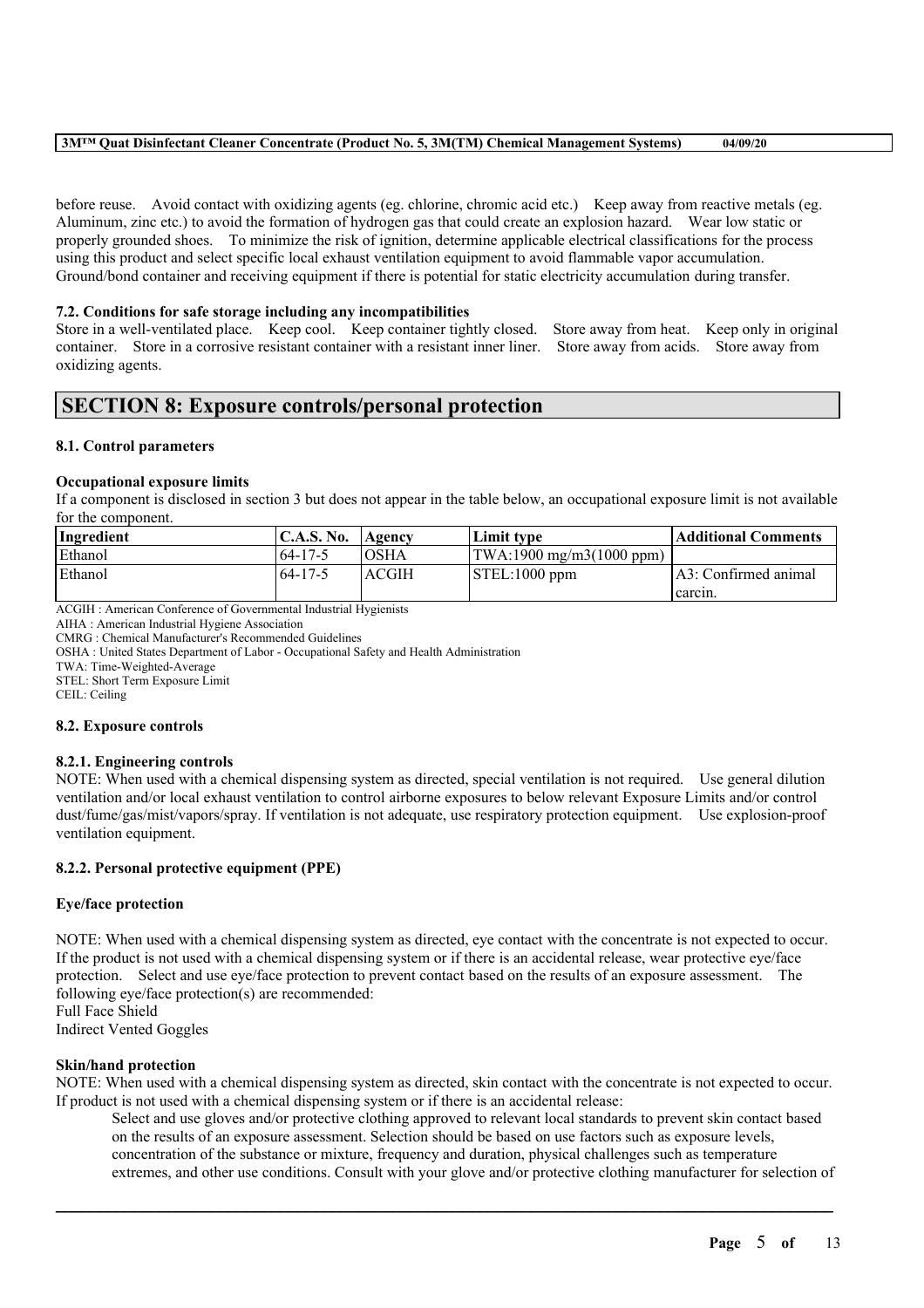before reuse. Avoid contact with oxidizing agents (eg. chlorine, chromic acid etc.) Keep away from reactive metals (eg. Aluminum, zinc etc.) to avoid the formation of hydrogen gas that could create an explosion hazard. Wear low static or properly grounded shoes. To minimize the risk of ignition, determine applicable electrical classifications for the process using this product and select specific local exhaust ventilation equipment to avoid flammable vapor accumulation. Ground/bond container and receiving equipment if there is potential for static electricity accumulation during transfer.

### 7.2. Conditions for safe storage including any incompatibilities

Store in a well-ventilated place. Keep cool. Keep container tightly closed. Store away from heat. Keep only in original container. Store in a corrosive resistant container with a resistant inner liner. Store away from acids. Store away from oxidizing agents.

## SECTION 8: Exposure controls/personal protection

### 8.1. Control parameters

**Occupational exposure limits**

If a component is disclosed in section 3 but does not appear in the table below, an occupational exposure limit is not available for the component.

| Ingredient | C.A.S. No. | Agency | Limit type | Additional Comments |
|---|---|---|---|---|
| Ethanol | 64-17-5 | OSHA | TWA:1900 mg/m3(1000 ppm) | |
| Ethanol | 64-17-5 | ACGIH | STEL:1000 ppm | A3: Confirmed animal carcin. |

ACGIH : American Conference of Governmental Industrial Hygienists
AIHA : American Industrial Hygiene Association
CMRG : Chemical Manufacturer's Recommended Guidelines
OSHA : United States Department of Labor - Occupational Safety and Health Administration
TWA: Time-Weighted-Average
STEL: Short Term Exposure Limit
CEIL: Ceiling

### 8.2. Exposure controls

#### 8.2.1. Engineering controls

NOTE: When used with a chemical dispensing system as directed, special ventilation is not required. Use general dilution ventilation and/or local exhaust ventilation to control airborne exposures to below relevant Exposure Limits and/or control dust/fume/gas/mist/vapors/spray. If ventilation is not adequate, use respiratory protection equipment. Use explosion-proof ventilation equipment.

#### 8.2.2. Personal protective equipment (PPE)

**Eye/face protection**

NOTE: When used with a chemical dispensing system as directed, eye contact with the concentrate is not expected to occur. If the product is not used with a chemical dispensing system or if there is an accidental release, wear protective eye/face protection. Select and use eye/face protection to prevent contact based on the results of an exposure assessment. The following eye/face protection(s) are recommended:
Full Face Shield
Indirect Vented Goggles

**Skin/hand protection**

NOTE: When used with a chemical dispensing system as directed, skin contact with the concentrate is not expected to occur. If product is not used with a chemical dispensing system or if there is an accidental release:

Select and use gloves and/or protective clothing approved to relevant local standards to prevent skin contact based on the results of an exposure assessment. Selection should be based on use factors such as exposure levels, concentration of the substance or mixture, frequency and duration, physical challenges such as temperature extremes, and other use conditions. Consult with your glove and/or protective clothing manufacturer for selection of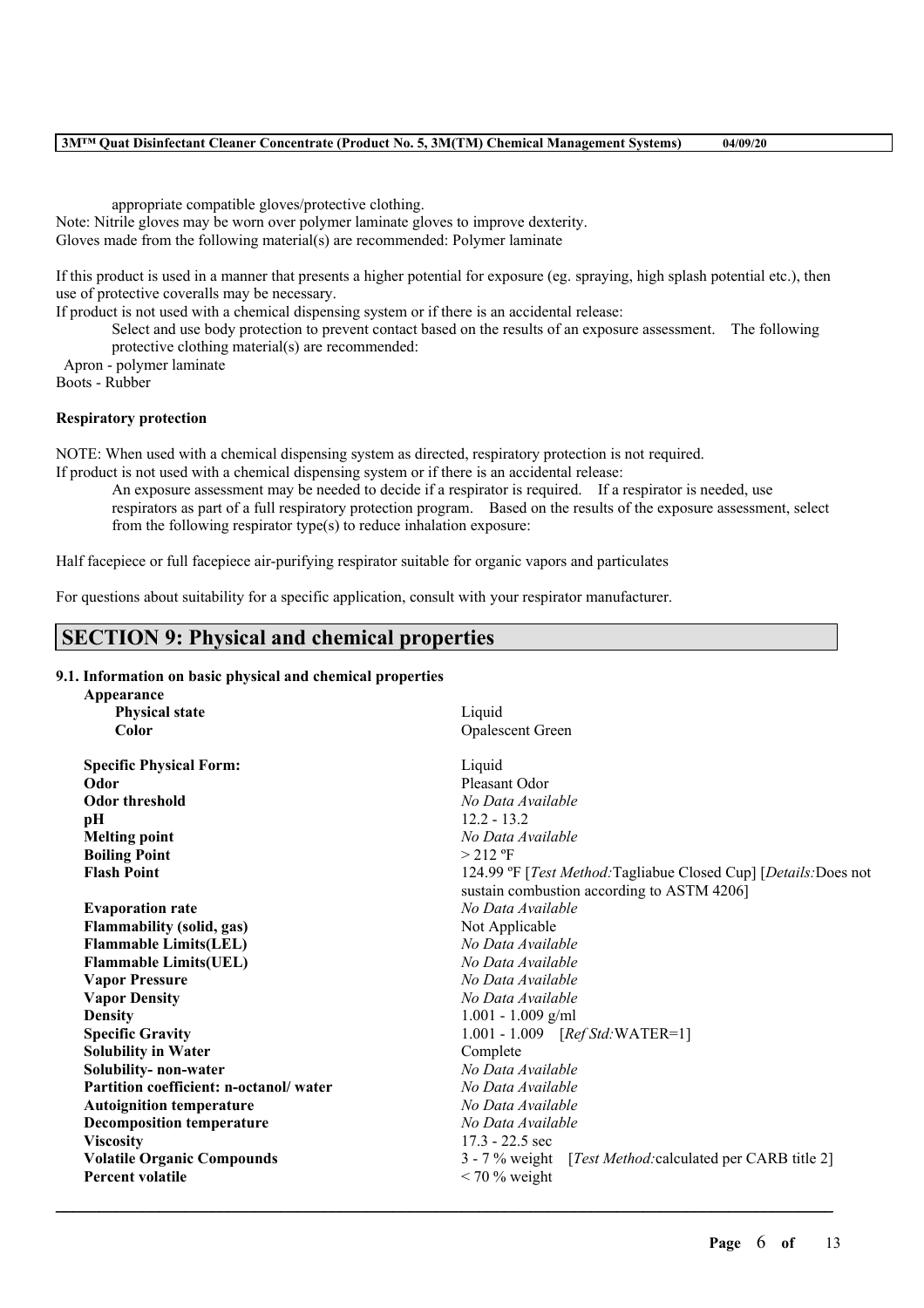appropriate compatible gloves/protective clothing.

Note: Nitrile gloves may be worn over polymer laminate gloves to improve dexterity.

Gloves made from the following material(s) are recommended: Polymer laminate

If this product is used in a manner that presents a higher potential for exposure (eg. spraying, high splash potential etc.), then use of protective coveralls may be necessary.

If product is not used with a chemical dispensing system or if there is an accidental release:

Select and use body protection to prevent contact based on the results of an exposure assessment. The following protective clothing material(s) are recommended:

Apron - polymer laminate

Boots - Rubber

**Respiratory protection**

NOTE: When used with a chemical dispensing system as directed, respiratory protection is not required.

If product is not used with a chemical dispensing system or if there is an accidental release:

An exposure assessment may be needed to decide if a respirator is required. If a respirator is needed, use respirators as part of a full respiratory protection program. Based on the results of the exposure assessment, select from the following respirator type(s) to reduce inhalation exposure:

Half facepiece or full facepiece air-purifying respirator suitable for organic vapors and particulates

For questions about suitability for a specific application, consult with your respirator manufacturer.

## SECTION 9: Physical and chemical properties

**9.1. Information on basic physical and chemical properties**

| **Appearance** | |
|---|---|
| **Physical state** | Liquid |
| **Color** | Opalescent Green |
| **Specific Physical Form:** | Liquid |
| **Odor** | Pleasant Odor |
| **Odor threshold** | *No Data Available* |
| **pH** | 12.2 - 13.2 |
| **Melting point** | *No Data Available* |
| **Boiling Point** | > 212 ºF |
| **Flash Point** | 124.99 ºF [*Test Method:*Tagliabue Closed Cup] [*Details:*Does not sustain combustion according to ASTM 4206] |
| **Evaporation rate** | *No Data Available* |
| **Flammability (solid, gas)** | Not Applicable |
| **Flammable Limits(LEL)** | *No Data Available* |
| **Flammable Limits(UEL)** | *No Data Available* |
| **Vapor Pressure** | *No Data Available* |
| **Vapor Density** | *No Data Available* |
| **Density** | 1.001 - 1.009 g/ml |
| **Specific Gravity** | 1.001 - 1.009 [*Ref Std:*WATER=1] |
| **Solubility in Water** | Complete |
| **Solubility- non-water** | *No Data Available* |
| **Partition coefficient: n-octanol/ water** | *No Data Available* |
| **Autoignition temperature** | *No Data Available* |
| **Decomposition temperature** | *No Data Available* |
| **Viscosity** | 17.3 - 22.5 sec |
| **Volatile Organic Compounds** | 3 - 7 % weight [*Test Method:*calculated per CARB title 2] |
| **Percent volatile** | < 70 % weight |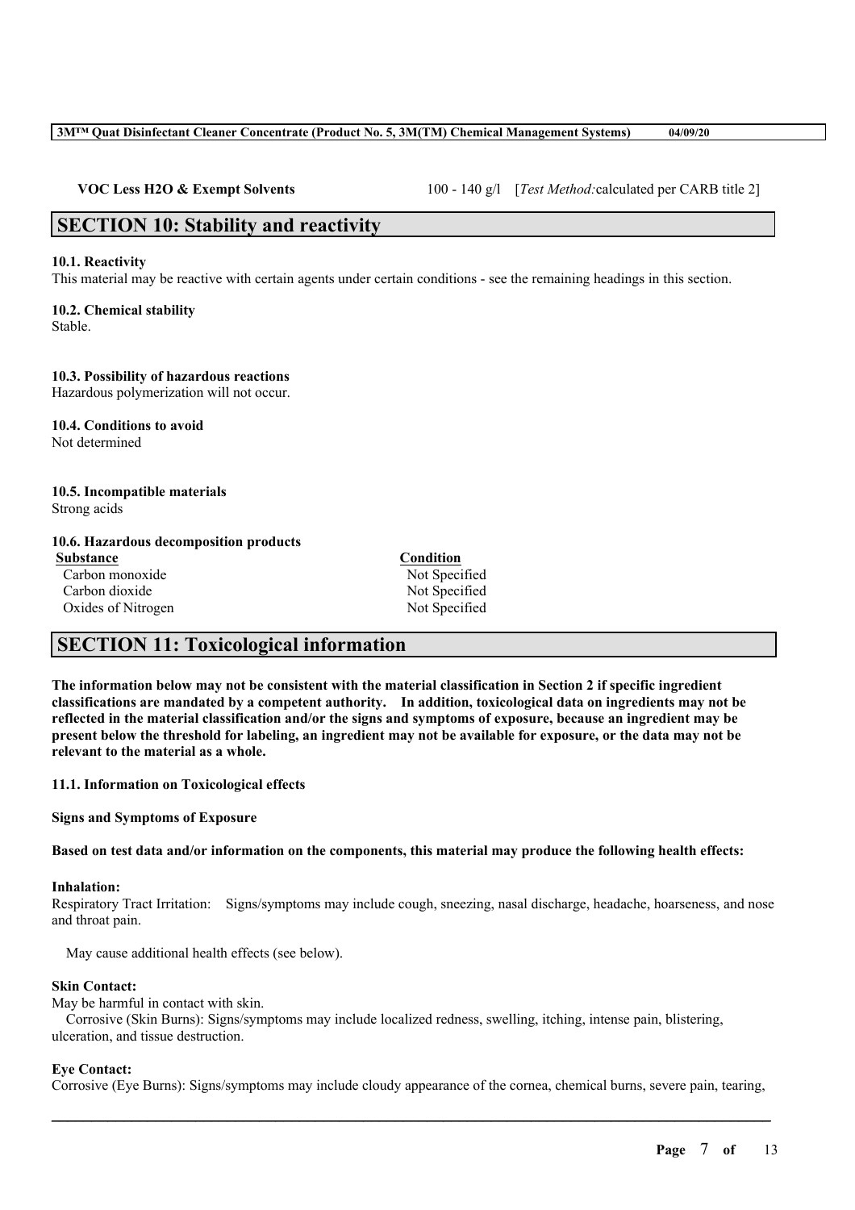**VOC Less H2O & Exempt Solvents** 100 - 140 g/l [*Test Method:*calculated per CARB title 2]

## SECTION 10: Stability and reactivity

**10.1. Reactivity**
This material may be reactive with certain agents under certain conditions - see the remaining headings in this section.

**10.2. Chemical stability**
Stable.

**10.3. Possibility of hazardous reactions**
Hazardous polymerization will not occur.

**10.4. Conditions to avoid**
Not determined

**10.5. Incompatible materials**
Strong acids

**10.6. Hazardous decomposition products**

| Substance | Condition |
| --- | --- |
| Carbon monoxide | Not Specified |
| Carbon dioxide | Not Specified |
| Oxides of Nitrogen | Not Specified |

## SECTION 11: Toxicological information

**The information below may not be consistent with the material classification in Section 2 if specific ingredient classifications are mandated by a competent authority. In addition, toxicological data on ingredients may not be reflected in the material classification and/or the signs and symptoms of exposure, because an ingredient may be present below the threshold for labeling, an ingredient may not be available for exposure, or the data may not be relevant to the material as a whole.**

**11.1. Information on Toxicological effects**

**Signs and Symptoms of Exposure**

**Based on test data and/or information on the components, this material may produce the following health effects:**

**Inhalation:**
Respiratory Tract Irritation: Signs/symptoms may include cough, sneezing, nasal discharge, headache, hoarseness, and nose and throat pain.

May cause additional health effects (see below).

**Skin Contact:**
May be harmful in contact with skin.
Corrosive (Skin Burns): Signs/symptoms may include localized redness, swelling, itching, intense pain, blistering, ulceration, and tissue destruction.

**Eye Contact:**
Corrosive (Eye Burns): Signs/symptoms may include cloudy appearance of the cornea, chemical burns, severe pain, tearing,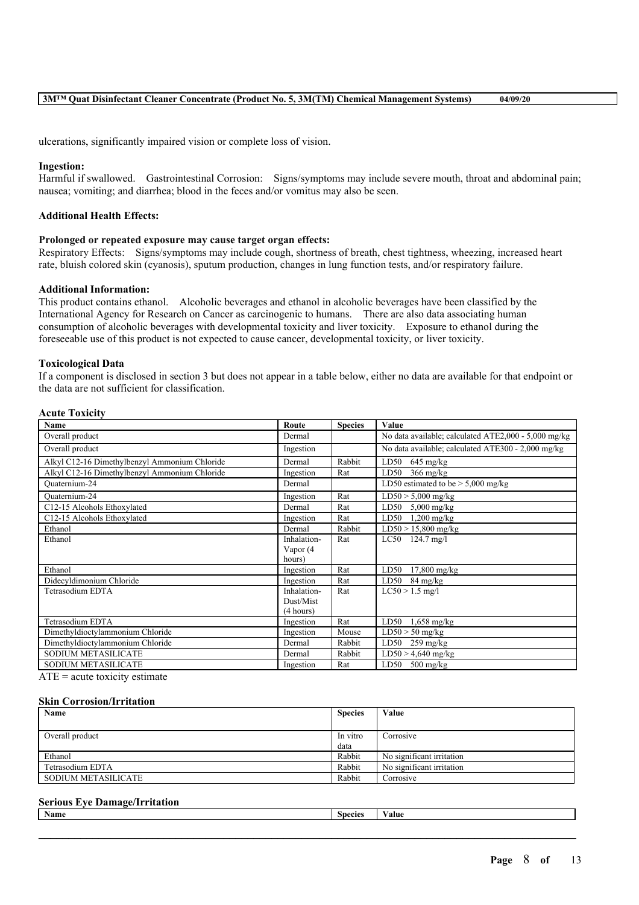ulcerations, significantly impaired vision or complete loss of vision.

**Ingestion:**
Harmful if swallowed. Gastrointestinal Corrosion: Signs/symptoms may include severe mouth, throat and abdominal pain; nausea; vomiting; and diarrhea; blood in the feces and/or vomitus may also be seen.

**Additional Health Effects:**

**Prolonged or repeated exposure may cause target organ effects:**
Respiratory Effects: Signs/symptoms may include cough, shortness of breath, chest tightness, wheezing, increased heart rate, bluish colored skin (cyanosis), sputum production, changes in lung function tests, and/or respiratory failure.

**Additional Information:**
This product contains ethanol. Alcoholic beverages and ethanol in alcoholic beverages have been classified by the International Agency for Research on Cancer as carcinogenic to humans. There are also data associating human consumption of alcoholic beverages with developmental toxicity and liver toxicity. Exposure to ethanol during the foreseeable use of this product is not expected to cause cancer, developmental toxicity, or liver toxicity.

**Toxicological Data**
If a component is disclosed in section 3 but does not appear in a table below, either no data are available for that endpoint or the data are not sufficient for classification.

**Acute Toxicity**

| Name | Route | Species | Value |
|---|---|---|---|
| Overall product | Dermal | | No data available; calculated ATE2,000 - 5,000 mg/kg |
| Overall product | Ingestion | | No data available; calculated ATE300 - 2,000 mg/kg |
| Alkyl C12-16 Dimethylbenzyl Ammonium Chloride | Dermal | Rabbit | LD50 645 mg/kg |
| Alkyl C12-16 Dimethylbenzyl Ammonium Chloride | Ingestion | Rat | LD50 366 mg/kg |
| Quaternium-24 | Dermal | | LD50 estimated to be > 5,000 mg/kg |
| Quaternium-24 | Ingestion | Rat | LD50 > 5,000 mg/kg |
| C12-15 Alcohols Ethoxylated | Dermal | Rat | LD50 5,000 mg/kg |
| C12-15 Alcohols Ethoxylated | Ingestion | Rat | LD50 1,200 mg/kg |
| Ethanol | Dermal | Rabbit | LD50 > 15,800 mg/kg |
| Ethanol | Inhalation-Vapor (4 hours) | Rat | LC50 124.7 mg/l |
| Ethanol | Ingestion | Rat | LD50 17,800 mg/kg |
| Didecyldimonium Chloride | Ingestion | Rat | LD50 84 mg/kg |
| Tetrasodium EDTA | Inhalation-Dust/Mist (4 hours) | Rat | LC50 > 1.5 mg/l |
| Tetrasodium EDTA | Ingestion | Rat | LD50 1,658 mg/kg |
| Dimethyldioctylammonium Chloride | Ingestion | Mouse | LD50 > 50 mg/kg |
| Dimethyldioctylammonium Chloride | Dermal | Rabbit | LD50 259 mg/kg |
| SODIUM METASILICATE | Dermal | Rabbit | LD50 > 4,640 mg/kg |
| SODIUM METASILICATE | Ingestion | Rat | LD50 500 mg/kg |

ATE = acute toxicity estimate

**Skin Corrosion/Irritation**

| Name | Species | Value |
|---|---|---|
| Overall product | In vitro data | Corrosive |
| Ethanol | Rabbit | No significant irritation |
| Tetrasodium EDTA | Rabbit | No significant irritation |
| SODIUM METASILICATE | Rabbit | Corrosive |

**Serious Eye Damage/Irritation**

| Name | Species | Value |
|---|---|---|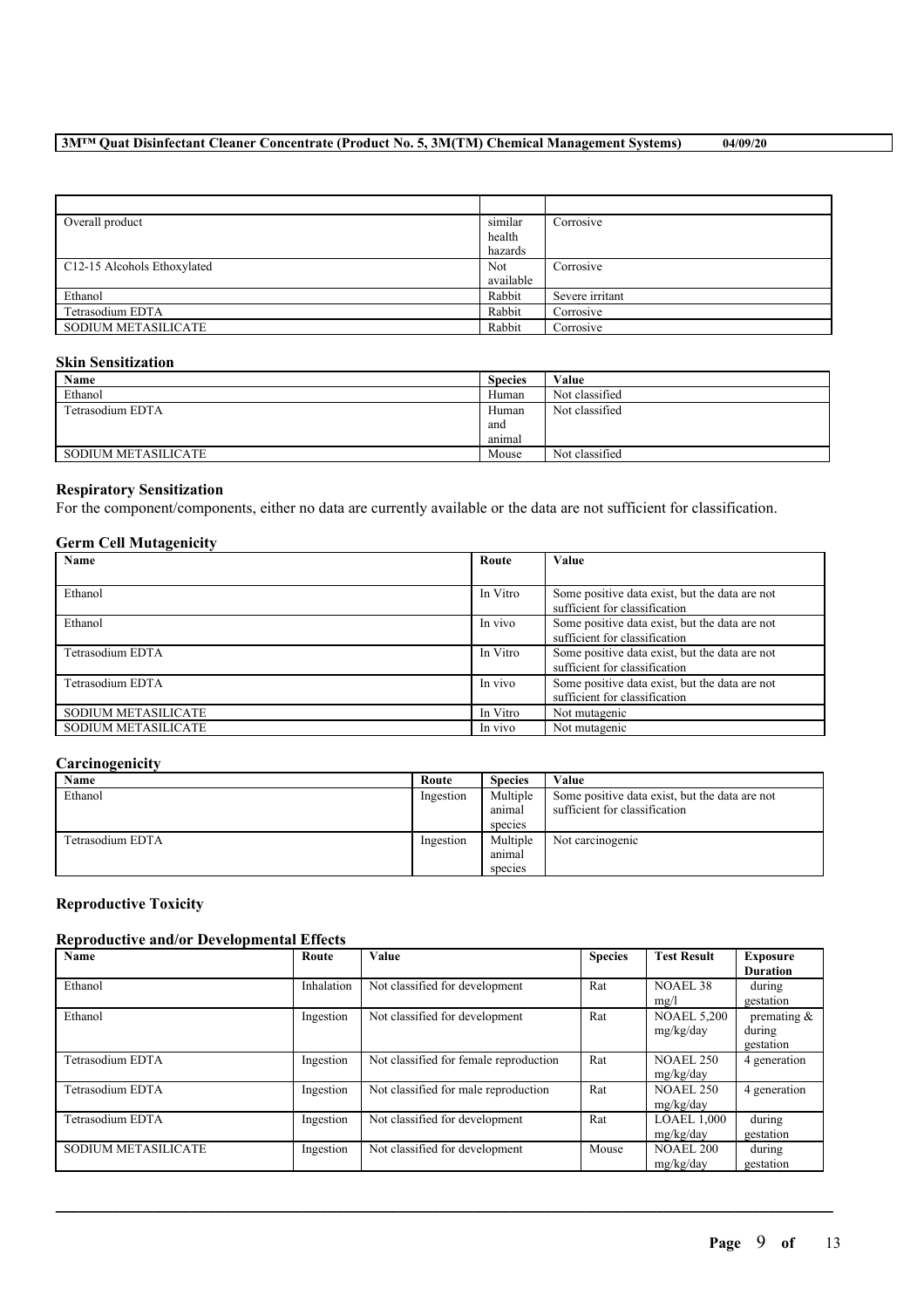| | | |
|---|---|---|
| Overall product | similar health hazards | Corrosive |
| C12-15 Alcohols Ethoxylated | Not available | Corrosive |
| Ethanol | Rabbit | Severe irritant |
| Tetrasodium EDTA | Rabbit | Corrosive |
| SODIUM METASILICATE | Rabbit | Corrosive |

**Skin Sensitization**

| Name | Species | Value |
|---|---|---|
| Ethanol | Human | Not classified |
| Tetrasodium EDTA | Human and animal | Not classified |
| SODIUM METASILICATE | Mouse | Not classified |

**Respiratory Sensitization**

For the component/components, either no data are currently available or the data are not sufficient for classification.

**Germ Cell Mutagenicity**

| Name | Route | Value |
|---|---|---|
| Ethanol | In Vitro | Some positive data exist, but the data are not sufficient for classification |
| Ethanol | In vivo | Some positive data exist, but the data are not sufficient for classification |
| Tetrasodium EDTA | In Vitro | Some positive data exist, but the data are not sufficient for classification |
| Tetrasodium EDTA | In vivo | Some positive data exist, but the data are not sufficient for classification |
| SODIUM METASILICATE | In Vitro | Not mutagenic |
| SODIUM METASILICATE | In vivo | Not mutagenic |

**Carcinogenicity**

| Name | Route | Species | Value |
|---|---|---|---|
| Ethanol | Ingestion | Multiple animal species | Some positive data exist, but the data are not sufficient for classification |
| Tetrasodium EDTA | Ingestion | Multiple animal species | Not carcinogenic |

**Reproductive Toxicity**

**Reproductive and/or Developmental Effects**

| Name | Route | Value | Species | Test Result | Exposure Duration |
|---|---|---|---|---|---|
| Ethanol | Inhalation | Not classified for development | Rat | NOAEL 38 mg/l | during gestation |
| Ethanol | Ingestion | Not classified for development | Rat | NOAEL 5,200 mg/kg/day | premating & during gestation |
| Tetrasodium EDTA | Ingestion | Not classified for female reproduction | Rat | NOAEL 250 mg/kg/day | 4 generation |
| Tetrasodium EDTA | Ingestion | Not classified for male reproduction | Rat | NOAEL 250 mg/kg/day | 4 generation |
| Tetrasodium EDTA | Ingestion | Not classified for development | Rat | LOAEL 1,000 mg/kg/day | during gestation |
| SODIUM METASILICATE | Ingestion | Not classified for development | Mouse | NOAEL 200 mg/kg/day | during gestation |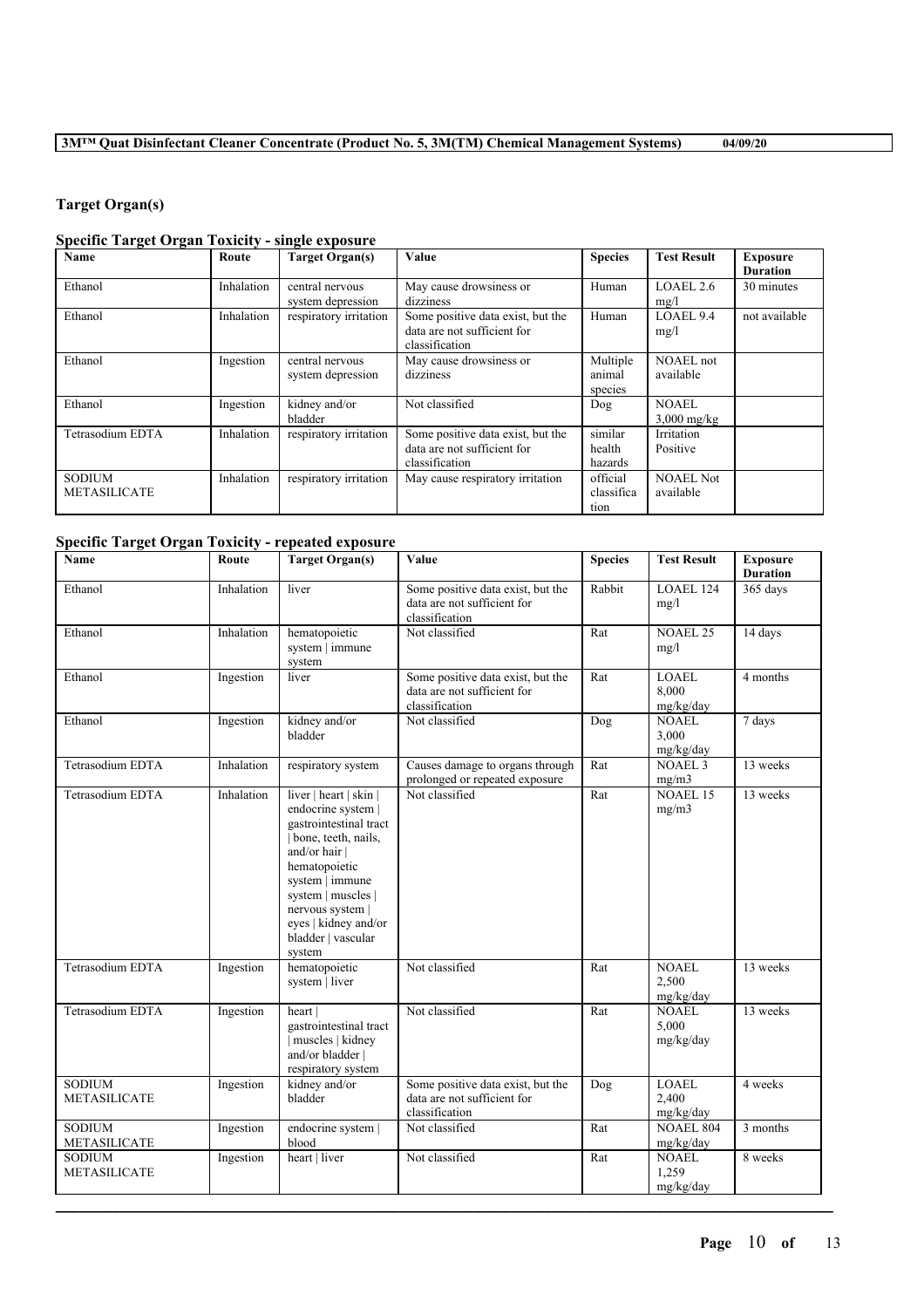### Target Organ(s)

#### Specific Target Organ Toxicity - single exposure

| Name | Route | Target Organ(s) | Value | Species | Test Result | Exposure Duration |
|---|---|---|---|---|---|---|
| Ethanol | Inhalation | central nervous system depression | May cause drowsiness or dizziness | Human | LOAEL 2.6 mg/l | 30 minutes |
| Ethanol | Inhalation | respiratory irritation | Some positive data exist, but the data are not sufficient for classification | Human | LOAEL 9.4 mg/l | not available |
| Ethanol | Ingestion | central nervous system depression | May cause drowsiness or dizziness | Multiple animal species | NOAEL not available | |
| Ethanol | Ingestion | kidney and/or bladder | Not classified | Dog | NOAEL 3,000 mg/kg | |
| Tetrasodium EDTA | Inhalation | respiratory irritation | Some positive data exist, but the data are not sufficient for classification | similar health hazards | Irritation Positive | |
| SODIUM METASILICATE | Inhalation | respiratory irritation | May cause respiratory irritation | official classification | NOAEL Not available | |

#### Specific Target Organ Toxicity - repeated exposure

| Name | Route | Target Organ(s) | Value | Species | Test Result | Exposure Duration |
|---|---|---|---|---|---|---|
| Ethanol | Inhalation | liver | Some positive data exist, but the data are not sufficient for classification | Rabbit | LOAEL 124 mg/l | 365 days |
| Ethanol | Inhalation | hematopoietic system \| immune system | Not classified | Rat | NOAEL 25 mg/l | 14 days |
| Ethanol | Ingestion | liver | Some positive data exist, but the data are not sufficient for classification | Rat | LOAEL 8,000 mg/kg/day | 4 months |
| Ethanol | Ingestion | kidney and/or bladder | Not classified | Dog | NOAEL 3,000 mg/kg/day | 7 days |
| Tetrasodium EDTA | Inhalation | respiratory system | Causes damage to organs through prolonged or repeated exposure | Rat | NOAEL 3 mg/m3 | 13 weeks |
| Tetrasodium EDTA | Inhalation | liver \| heart \| skin \| endocrine system \| gastrointestinal tract \| bone, teeth, nails, and/or hair \| hematopoietic system \| immune system \| muscles \| nervous system \| eyes \| kidney and/or bladder \| vascular system | Not classified | Rat | NOAEL 15 mg/m3 | 13 weeks |
| Tetrasodium EDTA | Ingestion | hematopoietic system \| liver | Not classified | Rat | NOAEL 2,500 mg/kg/day | 13 weeks |
| Tetrasodium EDTA | Ingestion | heart \| gastrointestinal tract \| muscles \| kidney and/or bladder \| respiratory system | Not classified | Rat | NOAEL 5,000 mg/kg/day | 13 weeks |
| SODIUM METASILICATE | Ingestion | kidney and/or bladder | Some positive data exist, but the data are not sufficient for classification | Dog | LOAEL 2,400 mg/kg/day | 4 weeks |
| SODIUM METASILICATE | Ingestion | endocrine system \| blood | Not classified | Rat | NOAEL 804 mg/kg/day | 3 months |
| SODIUM METASILICATE | Ingestion | heart \| liver | Not classified | Rat | NOAEL 1,259 mg/kg/day | 8 weeks |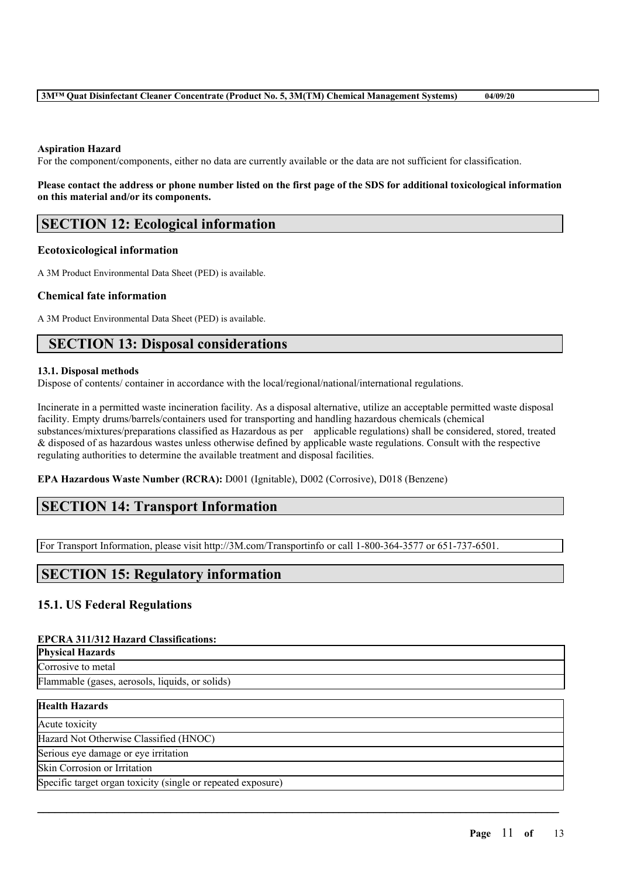**Aspiration Hazard**
For the component/components, either no data are currently available or the data are not sufficient for classification.

**Please contact the address or phone number listed on the first page of the SDS for additional toxicological information on this material and/or its components.**

## SECTION 12: Ecological information

### Ecotoxicological information

A 3M Product Environmental Data Sheet (PED) is available.

### Chemical fate information

A 3M Product Environmental Data Sheet (PED) is available.

## SECTION 13: Disposal considerations

**13.1. Disposal methods**
Dispose of contents/ container in accordance with the local/regional/national/international regulations.

Incinerate in a permitted waste incineration facility. As a disposal alternative, utilize an acceptable permitted waste disposal facility. Empty drums/barrels/containers used for transporting and handling hazardous chemicals (chemical substances/mixtures/preparations classified as Hazardous as per applicable regulations) shall be considered, stored, treated & disposed of as hazardous wastes unless otherwise defined by applicable waste regulations. Consult with the respective regulating authorities to determine the available treatment and disposal facilities.

**EPA Hazardous Waste Number (RCRA):** D001 (Ignitable), D002 (Corrosive), D018 (Benzene)

## SECTION 14: Transport Information

For Transport Information, please visit http://3M.com/Transportinfo or call 1-800-364-3577 or 651-737-6501.

## SECTION 15: Regulatory information

### 15.1. US Federal Regulations

**EPCRA 311/312 Hazard Classifications:**

| **Physical Hazards** |
| --- |
| Corrosive to metal |
| Flammable (gases, aerosols, liquids, or solids) |

| **Health Hazards** |
| --- |
| Acute toxicity |
| Hazard Not Otherwise Classified (HNOC) |
| Serious eye damage or eye irritation |
| Skin Corrosion or Irritation |
| Specific target organ toxicity (single or repeated exposure) |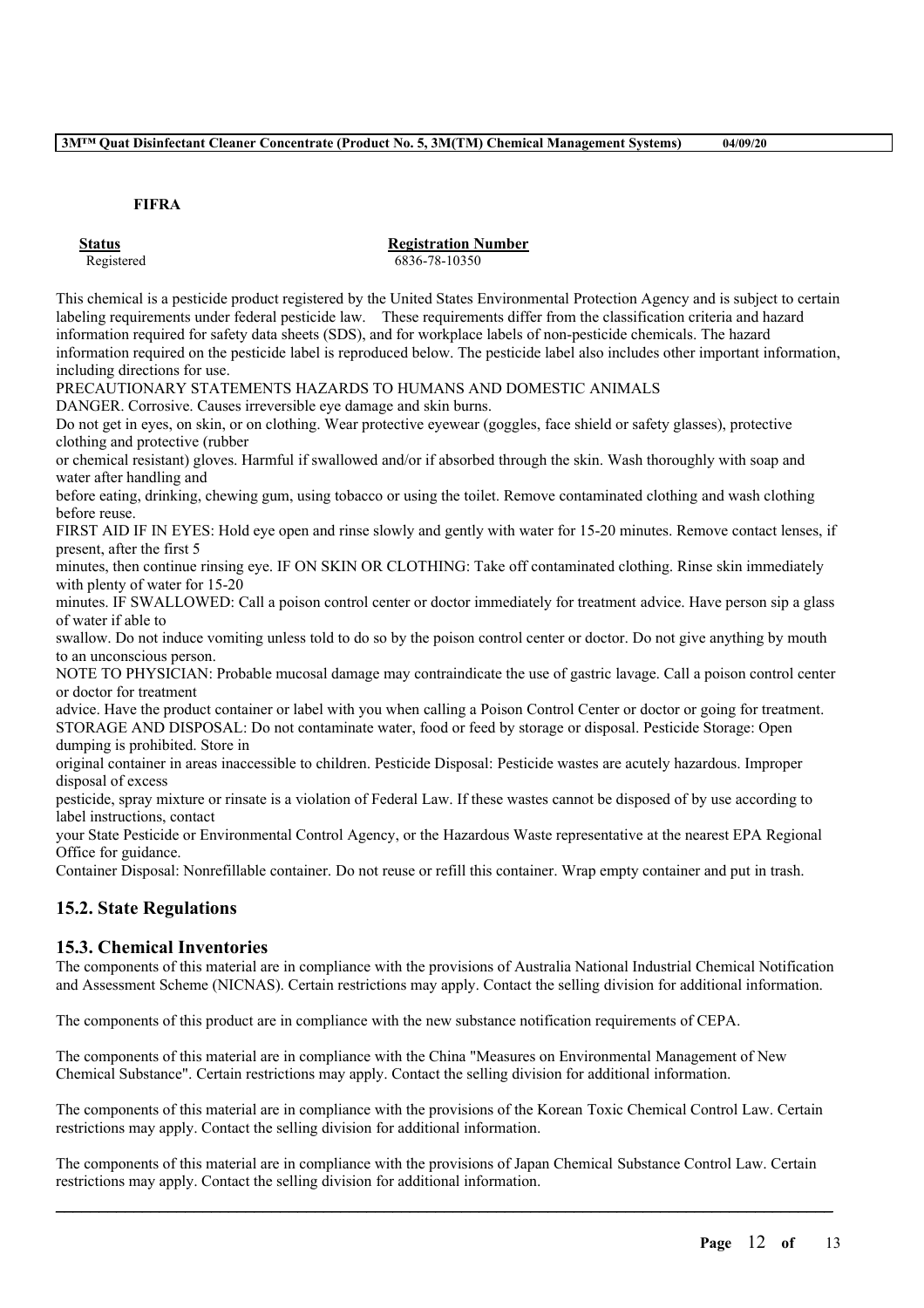**FIFRA**

| Status | Registration Number |
| --- | --- |
| Registered | 6836-78-10350 |

This chemical is a pesticide product registered by the United States Environmental Protection Agency and is subject to certain labeling requirements under federal pesticide law. These requirements differ from the classification criteria and hazard information required for safety data sheets (SDS), and for workplace labels of non-pesticide chemicals. The hazard information required on the pesticide label is reproduced below. The pesticide label also includes other important information, including directions for use.

PRECAUTIONARY STATEMENTS HAZARDS TO HUMANS AND DOMESTIC ANIMALS

DANGER. Corrosive. Causes irreversible eye damage and skin burns.

Do not get in eyes, on skin, or on clothing. Wear protective eyewear (goggles, face shield or safety glasses), protective clothing and protective (rubber or chemical resistant) gloves. Harmful if swallowed and/or if absorbed through the skin. Wash thoroughly with soap and water after handling and before eating, drinking, chewing gum, using tobacco or using the toilet. Remove contaminated clothing and wash clothing before reuse.

FIRST AID IF IN EYES: Hold eye open and rinse slowly and gently with water for 15-20 minutes. Remove contact lenses, if present, after the first 5 minutes, then continue rinsing eye. IF ON SKIN OR CLOTHING: Take off contaminated clothing. Rinse skin immediately with plenty of water for 15-20 minutes. IF SWALLOWED: Call a poison control center or doctor immediately for treatment advice. Have person sip a glass of water if able to swallow. Do not induce vomiting unless told to do so by the poison control center or doctor. Do not give anything by mouth to an unconscious person.

NOTE TO PHYSICIAN: Probable mucosal damage may contraindicate the use of gastric lavage. Call a poison control center or doctor for treatment advice. Have the product container or label with you when calling a Poison Control Center or doctor or going for treatment.

STORAGE AND DISPOSAL: Do not contaminate water, food or feed by storage or disposal. Pesticide Storage: Open dumping is prohibited. Store in original container in areas inaccessible to children. Pesticide Disposal: Pesticide wastes are acutely hazardous. Improper disposal of excess pesticide, spray mixture or rinsate is a violation of Federal Law. If these wastes cannot be disposed of by use according to label instructions, contact your State Pesticide or Environmental Control Agency, or the Hazardous Waste representative at the nearest EPA Regional Office for guidance.

Container Disposal: Nonrefillable container. Do not reuse or refill this container. Wrap empty container and put in trash.

## 15.2. State Regulations

## 15.3. Chemical Inventories

The components of this material are in compliance with the provisions of Australia National Industrial Chemical Notification and Assessment Scheme (NICNAS). Certain restrictions may apply. Contact the selling division for additional information.

The components of this product are in compliance with the new substance notification requirements of CEPA.

The components of this material are in compliance with the China "Measures on Environmental Management of New Chemical Substance". Certain restrictions may apply. Contact the selling division for additional information.

The components of this material are in compliance with the provisions of the Korean Toxic Chemical Control Law. Certain restrictions may apply. Contact the selling division for additional information.

The components of this material are in compliance with the provisions of Japan Chemical Substance Control Law. Certain restrictions may apply. Contact the selling division for additional information.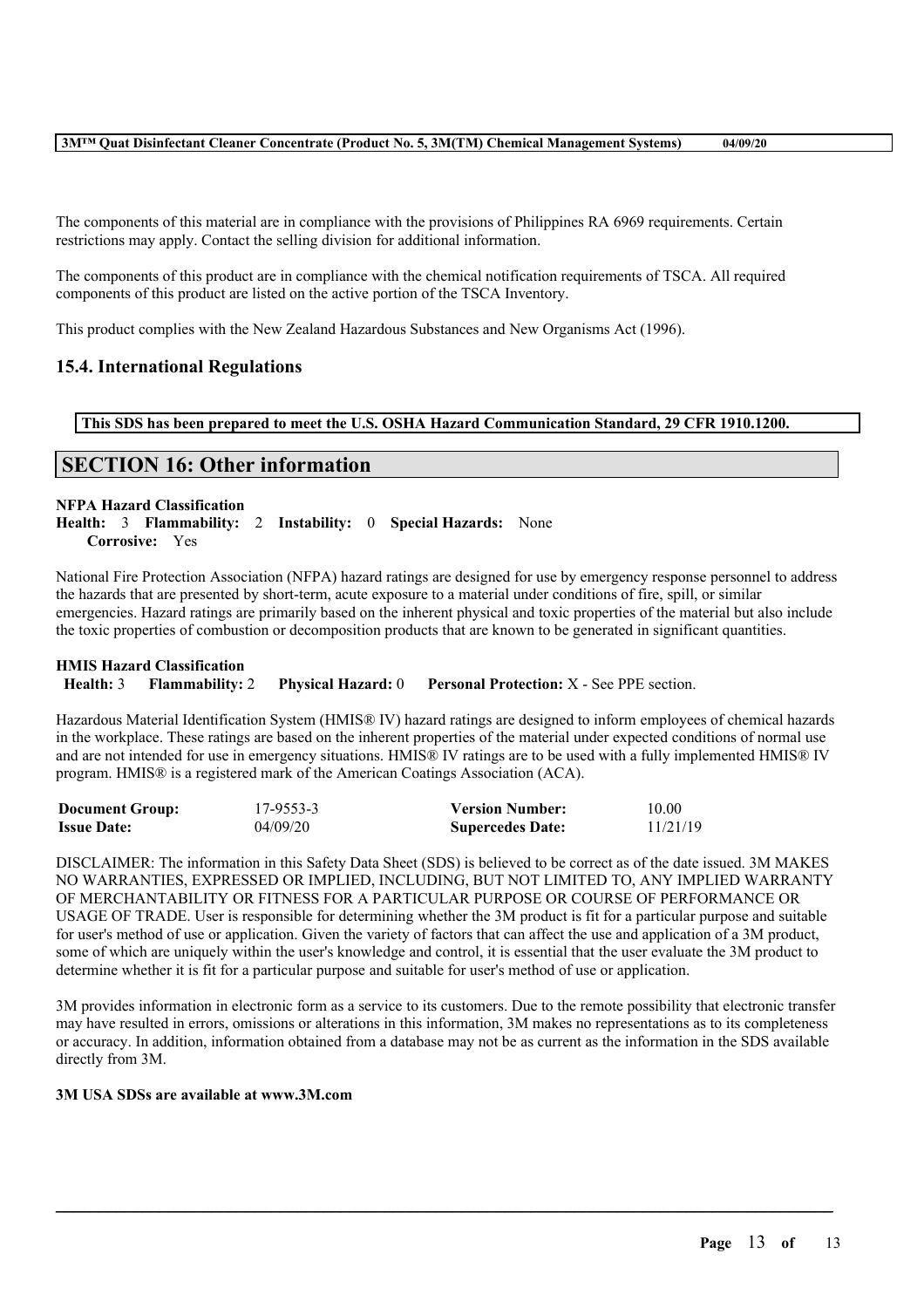The components of this material are in compliance with the provisions of Philippines RA 6969 requirements. Certain restrictions may apply. Contact the selling division for additional information.

The components of this product are in compliance with the chemical notification requirements of TSCA. All required components of this product are listed on the active portion of the TSCA Inventory.

This product complies with the New Zealand Hazardous Substances and New Organisms Act (1996).

### 15.4. International Regulations

**This SDS has been prepared to meet the U.S. OSHA Hazard Communication Standard, 29 CFR 1910.1200.**

## SECTION 16: Other information

**NFPA Hazard Classification**

**Health:** 3 **Flammability:** 2 **Instability:** 0 **Special Hazards:** None
**Corrosive:** Yes

National Fire Protection Association (NFPA) hazard ratings are designed for use by emergency response personnel to address the hazards that are presented by short-term, acute exposure to a material under conditions of fire, spill, or similar emergencies. Hazard ratings are primarily based on the inherent physical and toxic properties of the material but also include the toxic properties of combustion or decomposition products that are known to be generated in significant quantities.

**HMIS Hazard Classification**

**Health:** 3 **Flammability:** 2 **Physical Hazard:** 0 **Personal Protection:** X - See PPE section.

Hazardous Material Identification System (HMIS® IV) hazard ratings are designed to inform employees of chemical hazards in the workplace. These ratings are based on the inherent properties of the material under expected conditions of normal use and are not intended for use in emergency situations. HMIS® IV ratings are to be used with a fully implemented HMIS® IV program. HMIS® is a registered mark of the American Coatings Association (ACA).

| | | | |
|---|---|---|---|
| **Document Group:** | 17-9553-3 | **Version Number:** | 10.00 |
| **Issue Date:** | 04/09/20 | **Supercedes Date:** | 11/21/19 |

DISCLAIMER: The information in this Safety Data Sheet (SDS) is believed to be correct as of the date issued. 3M MAKES NO WARRANTIES, EXPRESSED OR IMPLIED, INCLUDING, BUT NOT LIMITED TO, ANY IMPLIED WARRANTY OF MERCHANTABILITY OR FITNESS FOR A PARTICULAR PURPOSE OR COURSE OF PERFORMANCE OR USAGE OF TRADE. User is responsible for determining whether the 3M product is fit for a particular purpose and suitable for user's method of use or application. Given the variety of factors that can affect the use and application of a 3M product, some of which are uniquely within the user's knowledge and control, it is essential that the user evaluate the 3M product to determine whether it is fit for a particular purpose and suitable for user's method of use or application.

3M provides information in electronic form as a service to its customers. Due to the remote possibility that electronic transfer may have resulted in errors, omissions or alterations in this information, 3M makes no representations as to its completeness or accuracy. In addition, information obtained from a database may not be as current as the information in the SDS available directly from 3M.

**3M USA SDSs are available at www.3M.com**